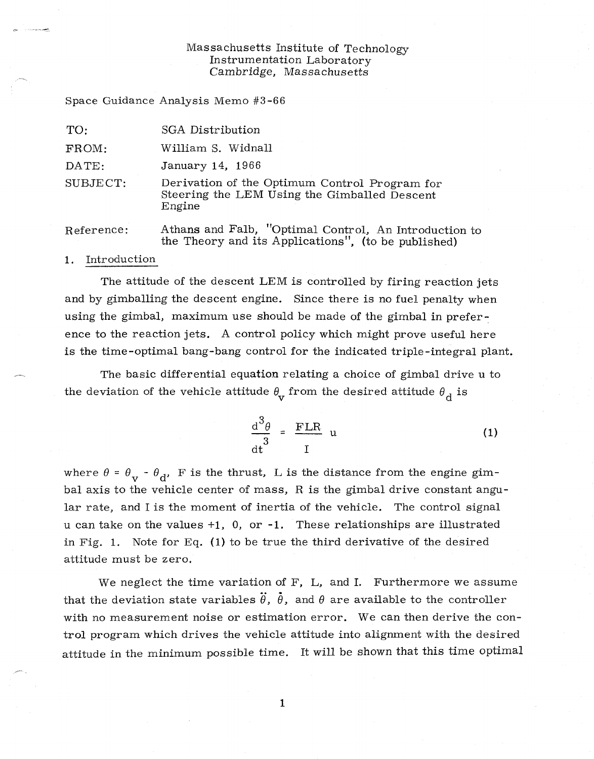Massachusetts Institute of Technology
Instrumentation Laboratory
Cambridge, Massachusetts

Space Guidance Analysis Memo #3-66

| | |
|---|---|
| TO: | SGA Distribution |
| FROM: | William S. Widnall |
| DATE: | January 14, 1966 |
| SUBJECT: | Derivation of the Optimum Control Program for Steering the LEM Using the Gimballed Descent Engine |

Reference: Athans and Falb, "Optimal Control, An Introduction to the Theory and its Applications", (to be published)

## 1. Introduction

The attitude of the descent LEM is controlled by firing reaction jets and by gimballing the descent engine. Since there is no fuel penalty when using the gimbal, maximum use should be made of the gimbal in preference to the reaction jets. A control policy which might prove useful here is the time-optimal bang-bang control for the indicated triple-integral plant.

The basic differential equation relating a choice of gimbal drive u to the deviation of the vehicle attitude $\theta_v$ from the desired attitude $\theta_d$ is

$$\frac{d^3\theta}{dt^3} = \frac{FLR}{I} u \qquad (1)$$

where $\theta = \theta_v - \theta_d$, F is the thrust, L is the distance from the engine gimbal axis to the vehicle center of mass, R is the gimbal drive constant angular rate, and I is the moment of inertia of the vehicle. The control signal u can take on the values +1, 0, or -1. These relationships are illustrated in Fig. 1. Note for Eq. (1) to be true the third derivative of the desired attitude must be zero.

We neglect the time variation of F, L, and I. Furthermore we assume that the deviation state variables $\ddot{\theta}$, $\dot{\theta}$, and $\theta$ are available to the controller with no measurement noise or estimation error. We can then derive the control program which drives the vehicle attitude into alignment with the desired attitude in the minimum possible time. It will be shown that this time optimal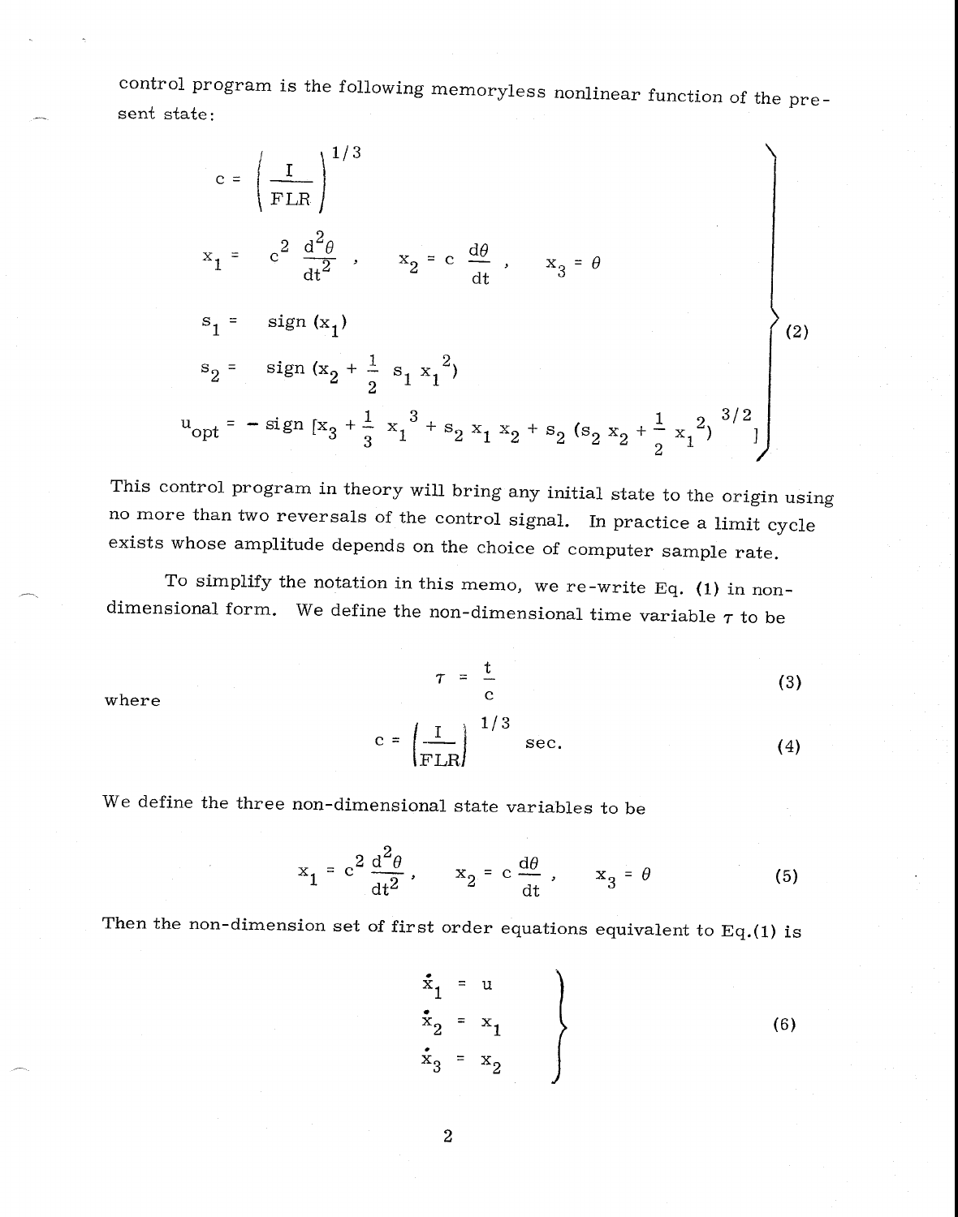control program is the following memoryless nonlinear function of the present state:

$$
\left.
\begin{aligned}
c &= \left( \frac{I}{FLR} \right)^{1/3} \\
x_1 &= c^2 \frac{d^2\theta}{dt^2}, \qquad x_2 = c \frac{d\theta}{dt}, \qquad x_3 = \theta \\
s_1 &= \text{sign}(x_1) \\
s_2 &= \text{sign}(x_2 + \tfrac{1}{2} s_1 x_1^2) \\
u_{opt} &= -\text{sign}\left[x_3 + \tfrac{1}{3} x_1^3 + s_2 x_1 x_2 + s_2 (s_2 x_2 + \tfrac{1}{2} x_1^2)^{3/2}\right]
\end{aligned}
\right\} \quad (2)
$$

This control program in theory will bring any initial state to the origin using no more than two reversals of the control signal. In practice a limit cycle exists whose amplitude depends on the choice of computer sample rate.

To simplify the notation in this memo, we re-write Eq. (1) in non-dimensional form. We define the non-dimensional time variable $\tau$ to be

$$
\tau = \frac{t}{c} \tag{3}
$$

where

$$
c = \left( \frac{I}{FLR} \right)^{1/3} \text{ sec.} \tag{4}
$$

We define the three non-dimensional state variables to be

$$
x_1 = c^2 \frac{d^2\theta}{dt^2}, \qquad x_2 = c \frac{d\theta}{dt}, \qquad x_3 = \theta \tag{5}
$$

Then the non-dimension set of first order equations equivalent to Eq.(1) is

$$
\left.
\begin{aligned}
\dot{x}_1 &= u \\
\dot{x}_2 &= x_1 \\
\dot{x}_3 &= x_2
\end{aligned}
\right\} \quad (6)
$$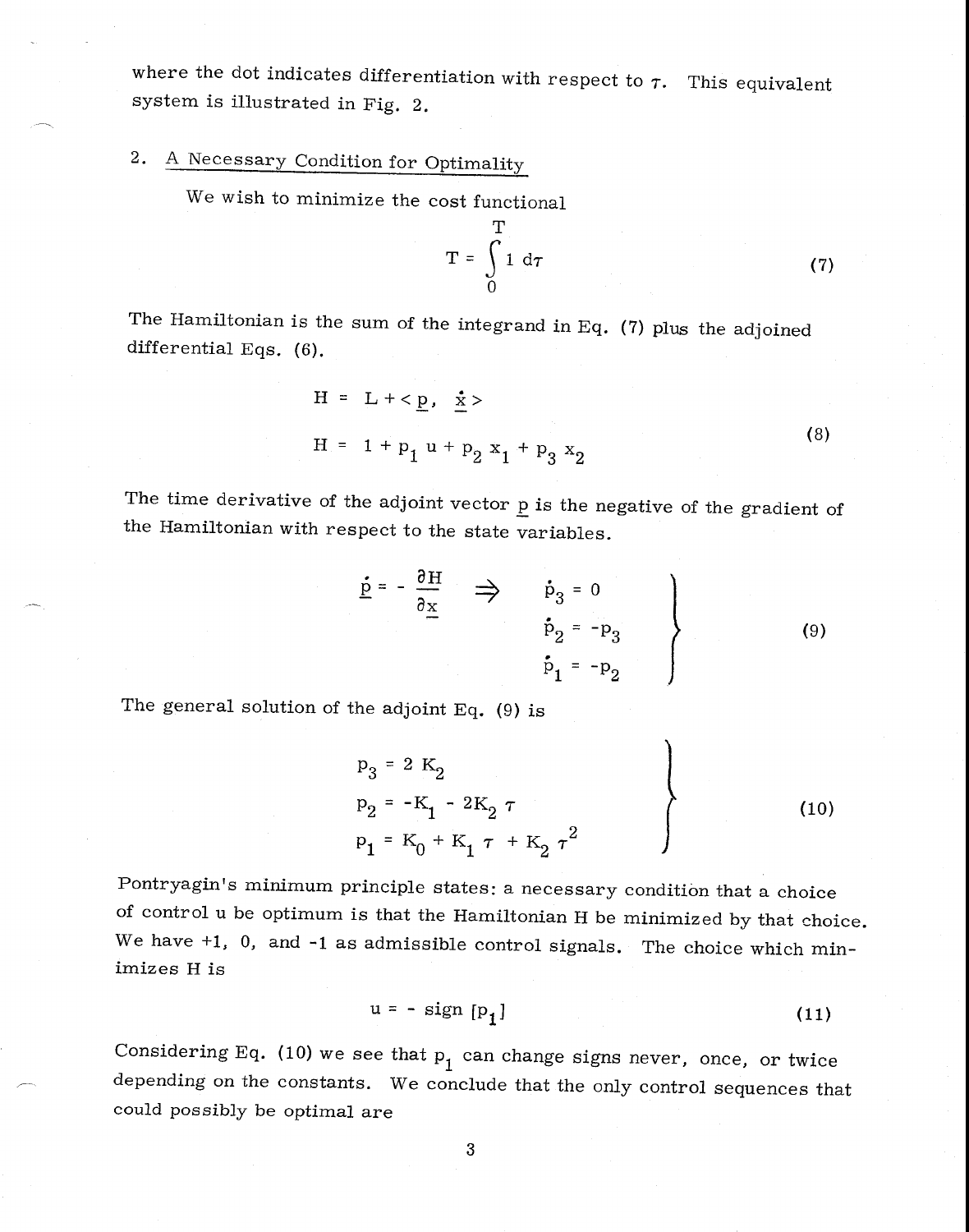where the dot indicates differentiation with respect to $\tau$. This equivalent system is illustrated in Fig. 2.

## 2. A Necessary Condition for Optimality

We wish to minimize the cost functional

$$T = \int_0^T 1 \, d\tau \tag{7}$$

The Hamiltonian is the sum of the integrand in Eq. (7) plus the adjoined differential Eqs. (6).

$$\begin{aligned} H &= L + \langle \underline{p}, \; \dot{\underline{x}} \rangle \\ H &= 1 + p_1 u + p_2 x_1 + p_3 x_2 \end{aligned} \tag{8}$$

The time derivative of the adjoint vector $\underline{p}$ is the negative of the gradient of the Hamiltonian with respect to the state variables.

$$\dot{\underline{p}} = -\frac{\partial H}{\partial \underline{x}} \quad \Rightarrow \quad \left. \begin{aligned} \dot{p}_3 &= 0 \\ \dot{p}_2 &= -p_3 \\ \dot{p}_1 &= -p_2 \end{aligned} \right\} \tag{9}$$

The general solution of the adjoint Eq. (9) is

$$\left. \begin{aligned} p_3 &= 2\, K_2 \\ p_2 &= -K_1 - 2K_2\, \tau \\ p_1 &= K_0 + K_1\, \tau + K_2\, \tau^2 \end{aligned} \right\} \tag{10}$$

Pontryagin's minimum principle states: a necessary condition that a choice of control u be optimum is that the Hamiltonian H be minimized by that choice. We have +1, 0, and -1 as admissible control signals. The choice which minimizes H is

$$u = - \text{sign}\, [p_1] \tag{11}$$

Considering Eq. (10) we see that $p_1$ can change signs never, once, or twice depending on the constants. We conclude that the only control sequences that could possibly be optimal are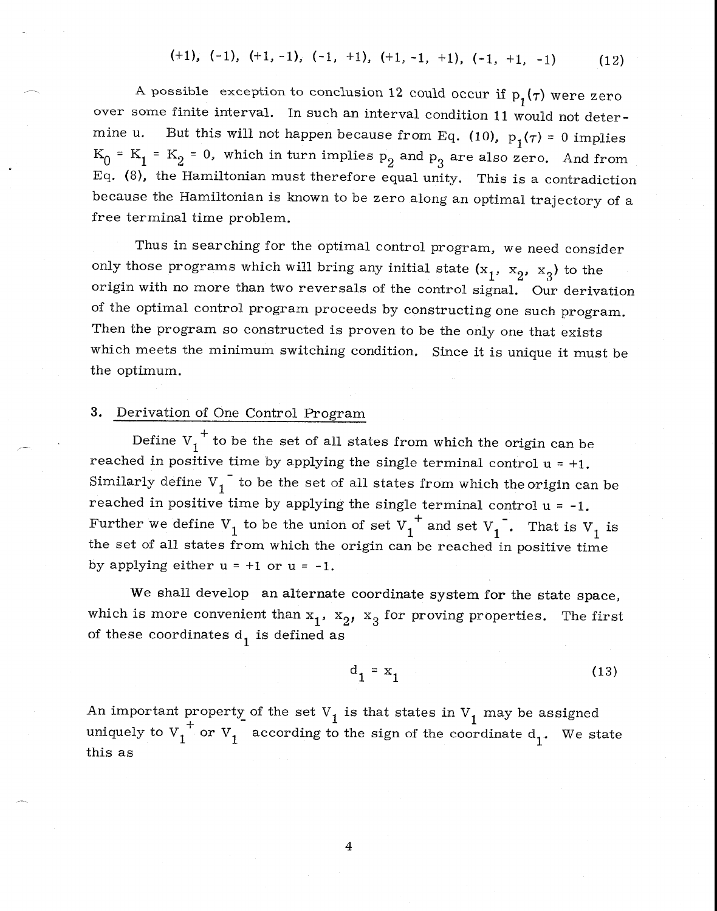$$(+1),\ (-1),\ (+1, -1),\ (-1, +1),\ (+1, -1, +1),\ (-1, +1, -1) \tag{12}$$

A possible exception to conclusion 12 could occur if $p_1(\tau)$ were zero over some finite interval. In such an interval condition 11 would not determine u. But this will not happen because from Eq. (10), $p_1(\tau) = 0$ implies $K_0 = K_1 = K_2 = 0$, which in turn implies $p_2$ and $p_3$ are also zero. And from Eq. (8), the Hamiltonian must therefore equal unity. This is a contradiction because the Hamiltonian is known to be zero along an optimal trajectory of a free terminal time problem.

Thus in searching for the optimal control program, we need consider only those programs which will bring any initial state $(x_1, x_2, x_3)$ to the origin with no more than two reversals of the control signal. Our derivation of the optimal control program proceeds by constructing one such program. Then the program so constructed is proven to be the only one that exists which meets the minimum switching condition. Since it is unique it must be the optimum.

## 3. Derivation of One Control Program

Define $V_1^+$ to be the set of all states from which the origin can be reached in positive time by applying the single terminal control $u = +1$. Similarly define $V_1^-$ to be the set of all states from which the origin can be reached in positive time by applying the single terminal control $u = -1$. Further we define $V_1$ to be the union of set $V_1^+$ and set $V_1^-$. That is $V_1$ is the set of all states from which the origin can be reached in positive time by applying either $u = +1$ or $u = -1$.

We shall develop an alternate coordinate system for the state space, which is more convenient than $x_1$, $x_2$, $x_3$ for proving properties. The first of these coordinates $d_1$ is defined as

$$d_1 = x_1 \tag{13}$$

An important property of the set $V_1$ is that states in $V_1$ may be assigned uniquely to $V_1^+$ or $V_1^-$ according to the sign of the coordinate $d_1$. We state this as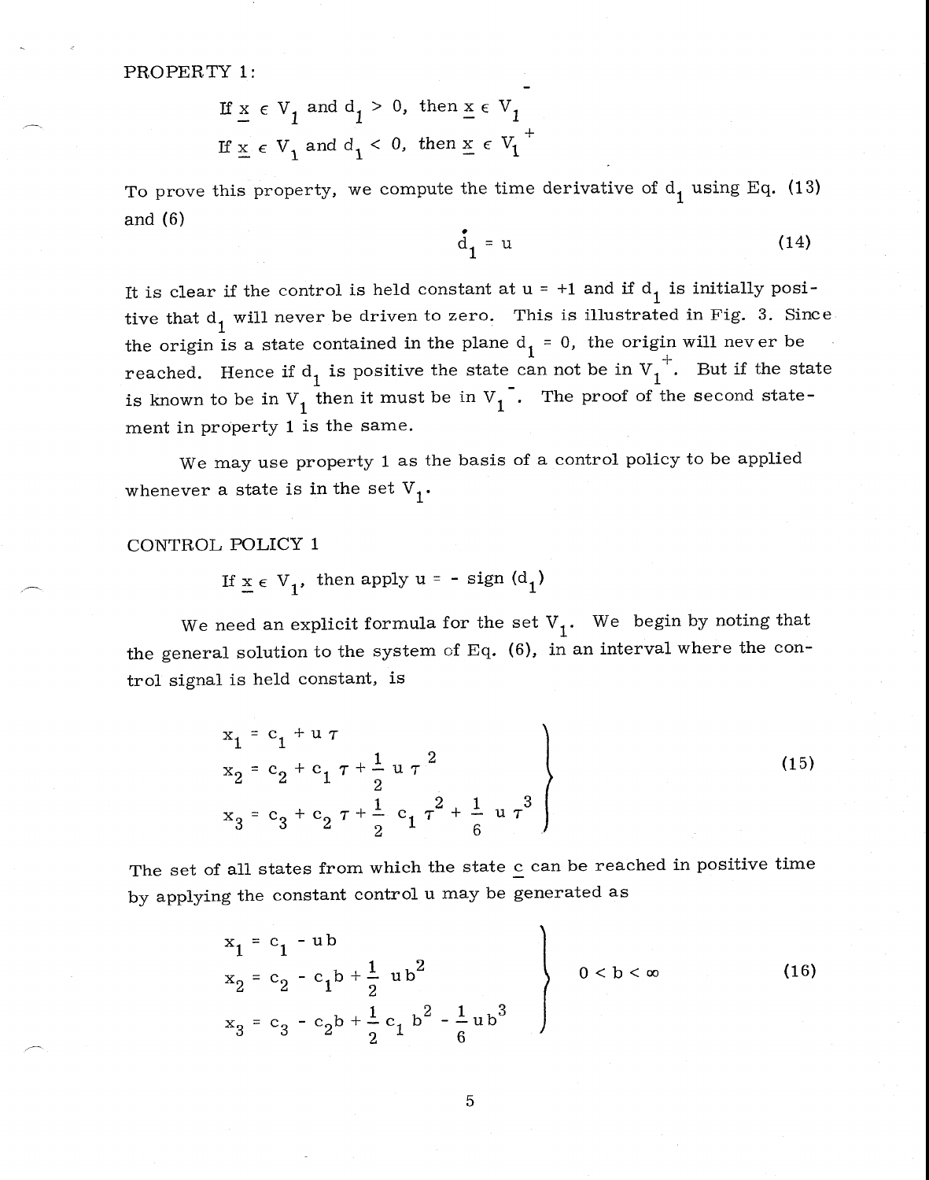PROPERTY 1:

If $\underline{x} \in V_1$ and $d_1 > 0$, then $\underline{x} \in V_1^-$

If $\underline{x} \in V_1$ and $d_1 < 0$, then $\underline{x} \in V_1^+$

To prove this property, we compute the time derivative of $d_1$ using Eq. (13) and (6)

$$\dot{d}_1 = u \tag{14}$$

It is clear if the control is held constant at u = +1 and if $d_1$ is initially positive that $d_1$ will never be driven to zero. This is illustrated in Fig. 3. Since the origin is a state contained in the plane $d_1 = 0$, the origin will never be reached. Hence if $d_1$ is positive the state can not be in $V_1^+$. But if the state is known to be in $V_1$ then it must be in $V_1^-$. The proof of the second statement in property 1 is the same.

We may use property 1 as the basis of a control policy to be applied whenever a state is in the set $V_1$.

CONTROL POLICY 1

If $\underline{x} \in V_1$, then apply $u = -\operatorname{sign}(d_1)$

We need an explicit formula for the set $V_1$. We begin by noting that the general solution to the system of Eq. (6), in an interval where the control signal is held constant, is

$$\left.\begin{aligned} x_1 &= c_1 + u\,\tau \\ x_2 &= c_2 + c_1\,\tau + \frac{1}{2}\,u\,\tau^2 \\ x_3 &= c_3 + c_2\,\tau + \frac{1}{2}\,c_1\,\tau^2 + \frac{1}{6}\,u\,\tau^3 \end{aligned}\right\} \tag{15}$$

The set of all states from which the state $\underline{c}$ can be reached in positive time by applying the constant control u may be generated as

$$\left.\begin{aligned} x_1 &= c_1 - u b \\ x_2 &= c_2 - c_1 b + \frac{1}{2}\,u b^2 \\ x_3 &= c_3 - c_2 b + \frac{1}{2}\,c_1\,b^2 - \frac{1}{6}\,u b^3 \end{aligned}\right\} \quad 0 < b < \infty \tag{16}$$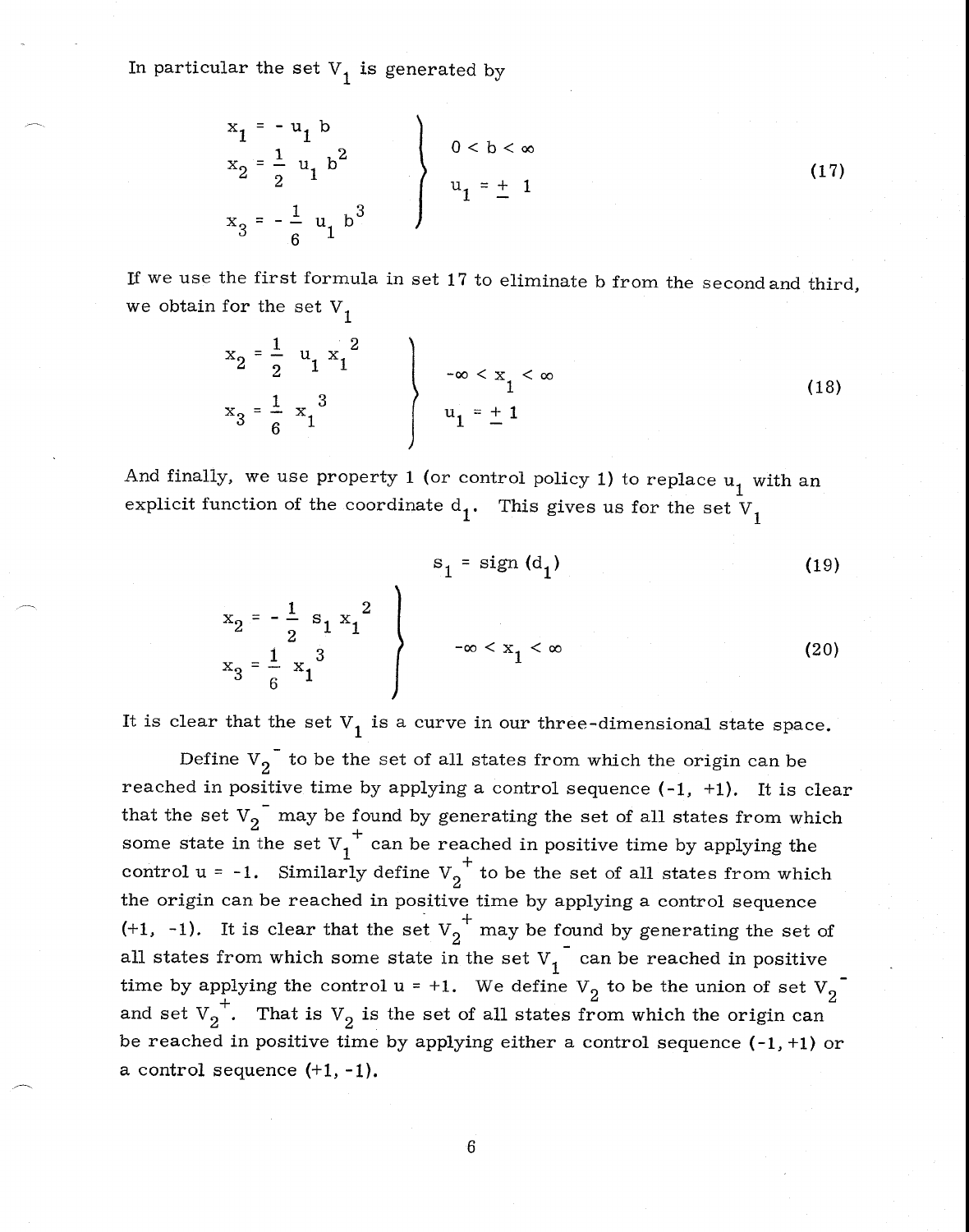In particular the set $V_1$ is generated by

$$
\left.
\begin{aligned}
x_1 &= -u_1 b \\
x_2 &= \frac{1}{2} u_1 b^2 \\
x_3 &= -\frac{1}{6} u_1 b^3
\end{aligned}
\right\}
\quad
\begin{aligned}
&0 < b < \infty \\
&u_1 = \pm 1
\end{aligned}
\tag{17}
$$

If we use the first formula in set 17 to eliminate b from the second and third, we obtain for the set $V_1$

$$
\left.
\begin{aligned}
x_2 &= \frac{1}{2} u_1 x_1^2 \\
x_3 &= \frac{1}{6} x_1^3
\end{aligned}
\right\}
\quad
\begin{aligned}
&-\infty < x_1 < \infty \\
&u_1 = \pm 1
\end{aligned}
\tag{18}
$$

And finally, we use property 1 (or control policy 1) to replace $u_1$ with an explicit function of the coordinate $d_1$. This gives us for the set $V_1$

$$
s_1 = \text{sign}\,(d_1) \tag{19}
$$

$$
\left.
\begin{aligned}
x_2 &= -\frac{1}{2} s_1 x_1^2 \\
x_3 &= \frac{1}{6} x_1^3
\end{aligned}
\right\}
\quad
-\infty < x_1 < \infty
\tag{20}
$$

It is clear that the set $V_1$ is a curve in our three-dimensional state space.

Define $V_2^-$ to be the set of all states from which the origin can be reached in positive time by applying a control sequence (-1, +1). It is clear that the set $V_2^-$ may be found by generating the set of all states from which some state in the set $V_1^+$ can be reached in positive time by applying the control u = -1. Similarly define $V_2^+$ to be the set of all states from which the origin can be reached in positive time by applying a control sequence (+1, -1). It is clear that the set $V_2^+$ may be found by generating the set of all states from which some state in the set $V_1^-$ can be reached in positive time by applying the control u = +1. We define $V_2$ to be the union of set $V_2^-$ and set $V_2^+$. That is $V_2$ is the set of all states from which the origin can be reached in positive time by applying either a control sequence (-1, +1) or a control sequence (+1, -1).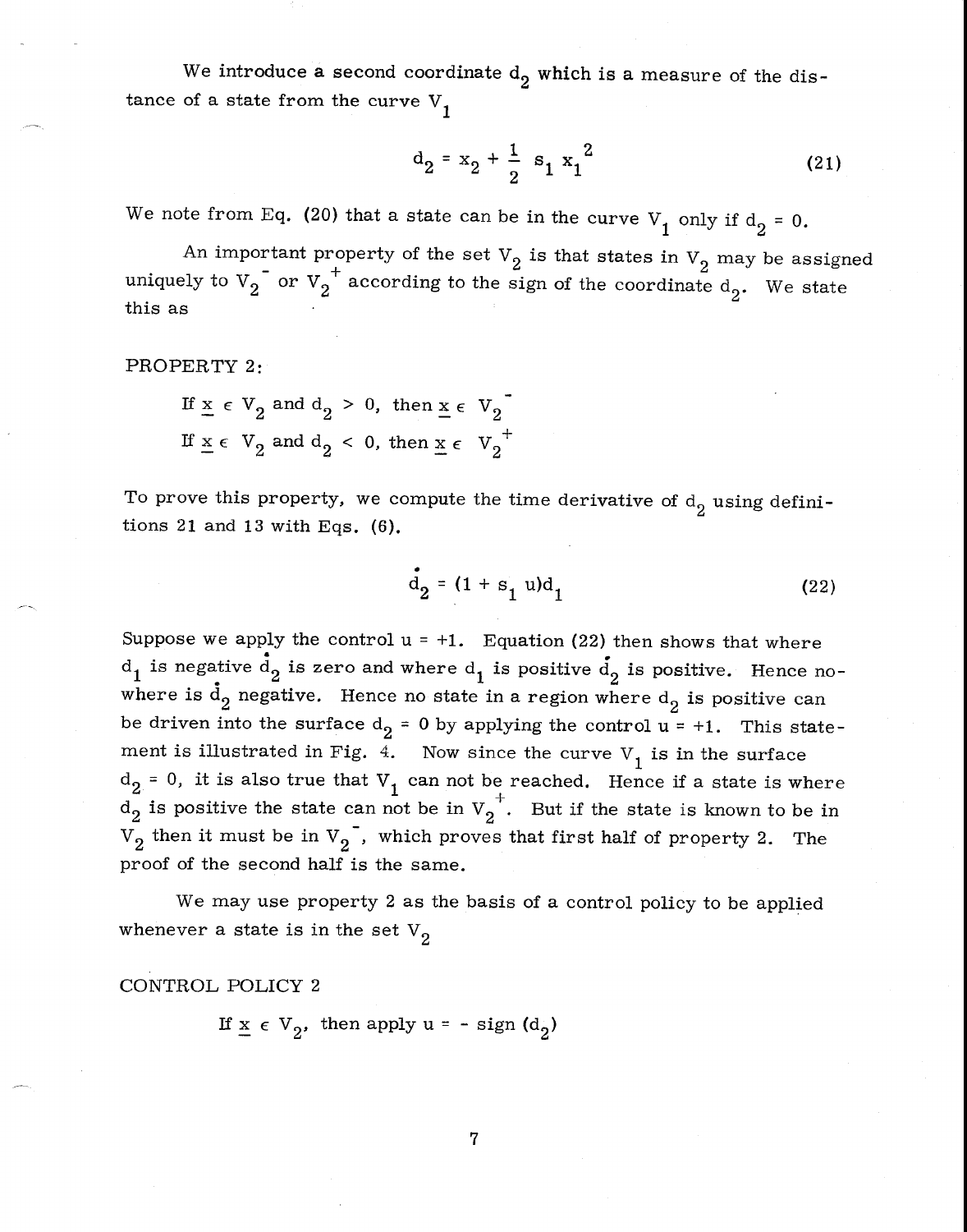We introduce a second coordinate $d_2$ which is a measure of the distance of a state from the curve $V_1$

$$d_2 = x_2 + \frac{1}{2} s_1 x_1^2 \tag{21}$$

We note from Eq. (20) that a state can be in the curve $V_1$ only if $d_2 = 0$.

An important property of the set $V_2$ is that states in $V_2$ may be assigned uniquely to $V_2^-$ or $V_2^+$ according to the sign of the coordinate $d_2$. We state this as

PROPERTY 2:

> If $\underline{x} \in V_2$ and $d_2 > 0$, then $\underline{x} \in V_2^-$
>
> If $\underline{x} \in V_2$ and $d_2 < 0$, then $\underline{x} \in V_2^+$

To prove this property, we compute the time derivative of $d_2$ using definitions 21 and 13 with Eqs. (6).

$$\dot{d}_2 = (1 + s_1 u) d_1 \tag{22}$$

Suppose we apply the control $u = +1$. Equation (22) then shows that where $d_1$ is negative $\dot{d}_2$ is zero and where $d_1$ is positive $\dot{d}_2$ is positive. Hence nowhere is $\dot{d}_2$ negative. Hence no state in a region where $d_2$ is positive can be driven into the surface $d_2 = 0$ by applying the control $u = +1$. This statement is illustrated in Fig. 4. Now since the curve $V_1$ is in the surface $d_2 = 0$, it is also true that $V_1$ can not be reached. Hence if a state is where $d_2$ is positive the state can not be in $V_2^+$. But if the state is known to be in $V_2$ then it must be in $V_2^-$, which proves that first half of property 2. The proof of the second half is the same.

We may use property 2 as the basis of a control policy to be applied whenever a state is in the set $V_2$

CONTROL POLICY 2

> If $\underline{x} \in V_2$, then apply $u = -\operatorname{sign}(d_2)$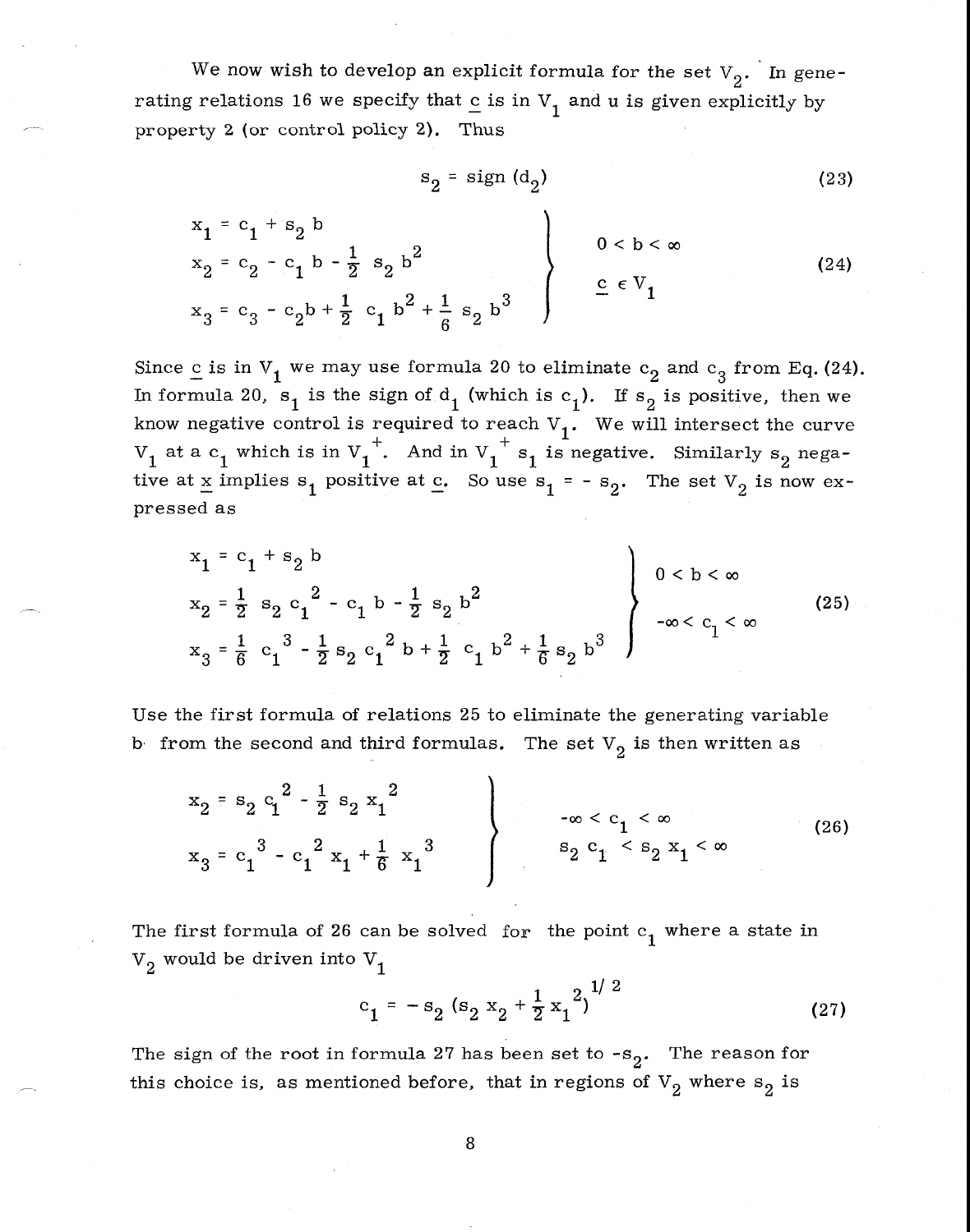We now wish to develop an explicit formula for the set $V_2$. In generating relations 16 we specify that $\underline{c}$ is in $V_1$ and u is given explicitly by property 2 (or control policy 2). Thus

$$s_2 = \text{sign}\,(d_2) \tag{23}$$

$$\left.\begin{aligned} x_1 &= c_1 + s_2\, b \\ x_2 &= c_2 - c_1\, b - \tfrac{1}{2}\, s_2\, b^2 \\ x_3 &= c_3 - c_2 b + \tfrac{1}{2}\, c_1\, b^2 + \tfrac{1}{6}\, s_2\, b^3 \end{aligned}\right\} \quad \begin{aligned} &0 < b < \infty \\ &\underline{c} \in V_1 \end{aligned} \tag{24}$$

Since $\underline{c}$ is in $V_1$ we may use formula 20 to eliminate $c_2$ and $c_3$ from Eq. (24). In formula 20, $s_1$ is the sign of $d_1$ (which is $c_1$). If $s_2$ is positive, then we know negative control is required to reach $V_1$. We will intersect the curve $V_1$ at a $c_1$ which is in $V_1^+$. And in $V_1^+$ $s_1$ is negative. Similarly $s_2$ negative at $\underline{x}$ implies $s_1$ positive at $\underline{c}$. So use $s_1 = -s_2$. The set $V_2$ is now expressed as

$$\left.\begin{aligned} x_1 &= c_1 + s_2\, b \\ x_2 &= \tfrac{1}{2}\, s_2\, c_1^{\,2} - c_1\, b - \tfrac{1}{2}\, s_2\, b^2 \\ x_3 &= \tfrac{1}{6}\, c_1^{\,3} - \tfrac{1}{2}\, s_2\, c_1^{\,2}\, b + \tfrac{1}{2}\, c_1\, b^2 + \tfrac{1}{6}\, s_2\, b^3 \end{aligned}\right\} \quad \begin{aligned} &0 < b < \infty \\ &-\infty < c_1 < \infty \end{aligned} \tag{25}$$

Use the first formula of relations 25 to eliminate the generating variable b from the second and third formulas. The set $V_2$ is then written as

$$\left.\begin{aligned} x_2 &= s_2\, c_1^{\,2} - \tfrac{1}{2}\, s_2\, x_1^{\,2} \\ x_3 &= c_1^{\,3} - c_1^{\,2}\, x_1 + \tfrac{1}{6}\, x_1^{\,3} \end{aligned}\right\} \quad \begin{aligned} &-\infty < c_1 < \infty \\ &s_2\, c_1 < s_2\, x_1 < \infty \end{aligned} \tag{26}$$

The first formula of 26 can be solved for the point $c_1$ where a state in $V_2$ would be driven into $V_1$

$$c_1 = -s_2\,(s_2\, x_2 + \tfrac{1}{2}\, x_1^{\,2})^{1/2} \tag{27}$$

The sign of the root in formula 27 has been set to $-s_2$. The reason for this choice is, as mentioned before, that in regions of $V_2$ where $s_2$ is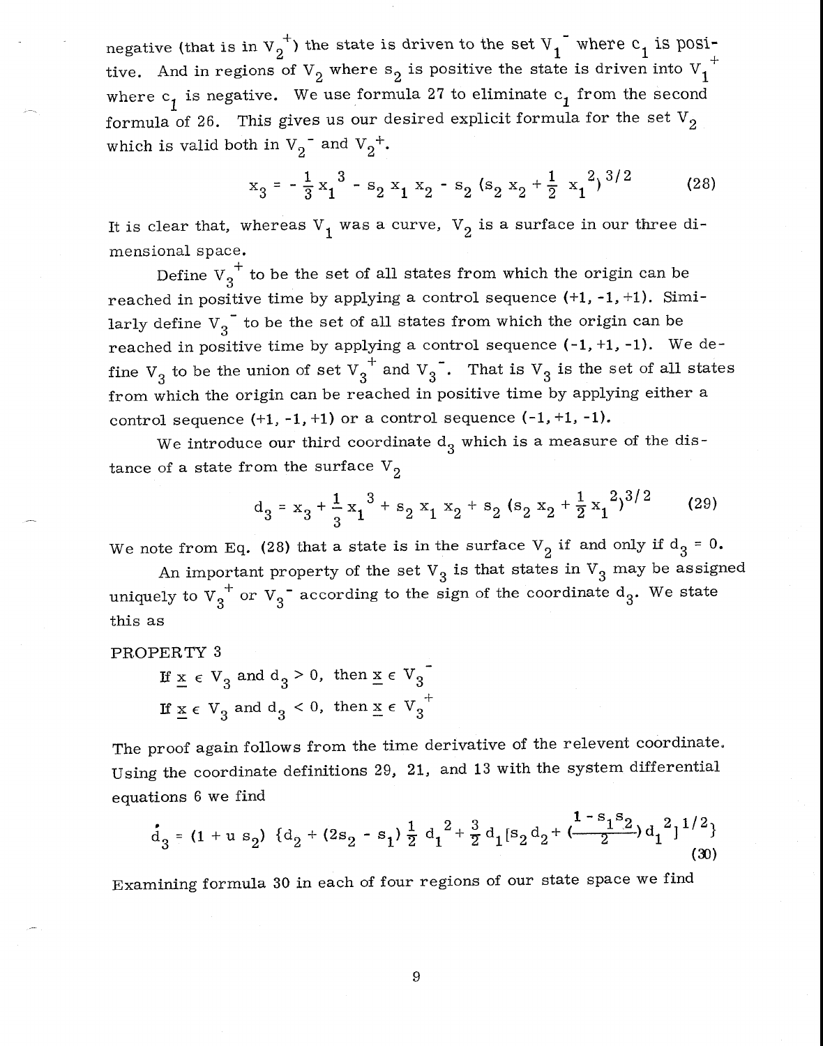negative (that is in $V_2^+$) the state is driven to the set $V_1^-$ where $c_1$ is positive. And in regions of $V_2$ where $s_2$ is positive the state is driven into $V_1^+$ where $c_1$ is negative. We use formula 27 to eliminate $c_1$ from the second formula of 26. This gives us our desired explicit formula for the set $V_2$ which is valid both in $V_2^-$ and $V_2^+$.

$$x_3 = -\frac{1}{3} x_1^{\,3} - s_2 x_1 x_2 - s_2 (s_2 x_2 + \frac{1}{2} x_1^{\,2})^{3/2} \qquad (28)$$

It is clear that, whereas $V_1$ was a curve, $V_2$ is a surface in our three dimensional space.

Define $V_3^+$ to be the set of all states from which the origin can be reached in positive time by applying a control sequence (+1, -1, +1). Similarly define $V_3^-$ to be the set of all states from which the origin can be reached in positive time by applying a control sequence (-1, +1, -1). We define $V_3$ to be the union of set $V_3^+$ and $V_3^-$. That is $V_3$ is the set of all states from which the origin can be reached in positive time by applying either a control sequence (+1, -1, +1) or a control sequence (-1, +1, -1).

We introduce our third coordinate $d_3$ which is a measure of the distance of a state from the surface $V_2$

$$d_3 = x_3 + \frac{1}{3} x_1^{\,3} + s_2 x_1 x_2 + s_2 (s_2 x_2 + \frac{1}{2} x_1^{\,2})^{3/2} \qquad (29)$$

We note from Eq. (28) that a state is in the surface $V_2$ if and only if $d_3 = 0$.

An important property of the set $V_3$ is that states in $V_3$ may be assigned uniquely to $V_3^+$ or $V_3^-$ according to the sign of the coordinate $d_3$. We state this as

PROPERTY 3

If $\underline{x} \in V_3$ and $d_3 > 0$, then $\underline{x} \in V_3^-$

If $\underline{x} \in V_3$ and $d_3 < 0$, then $\underline{x} \in V_3^+$

The proof again follows from the time derivative of the relevent coordinate. Using the coordinate definitions 29, 21, and 13 with the system differential equations 6 we find

$$\dot{d}_3 = (1 + u\, s_2) \{ d_2 + (2 s_2 - s_1) \frac{1}{2} d_1^{\,2} + \frac{3}{2} d_1 [s_2 d_2 + (\frac{1 - s_1 s_2}{2}) d_1^{\,2}]^{1/2} \} \qquad (30)$$

Examining formula 30 in each of four regions of our state space we find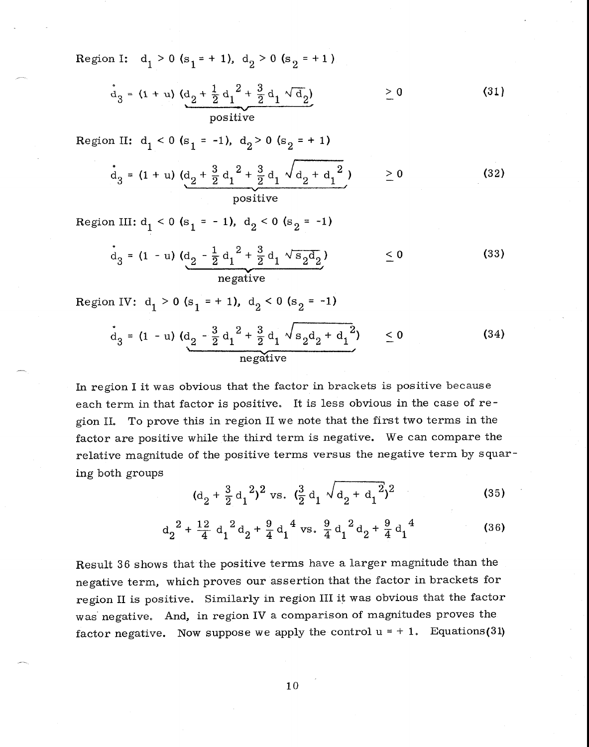Region I: $d_1 > 0$ ($s_1 = +1$), $d_2 > 0$ ($s_2 = +1$)

$$\dot{d}_3 = (1 + u) \underbrace{(d_2 + \tfrac{1}{2} d_1^{\,2} + \tfrac{3}{2} d_1 \sqrt{d_2})}_{\text{positive}} \qquad \geq 0 \tag{31}$$

Region II: $d_1 < 0$ ($s_1 = -1$), $d_2 > 0$ ($s_2 = +1$)

$$\dot{d}_3 = (1 + u) \underbrace{(d_2 + \tfrac{3}{2} d_1^{\,2} + \tfrac{3}{2} d_1 \sqrt{d_2 + d_1^{\,2}}\,)}_{\text{positive}} \qquad \geq 0 \tag{32}$$

Region III: $d_1 < 0$ ($s_1 = -1$), $d_2 < 0$ ($s_2 = -1$)

$$\dot{d}_3 = (1 - u) \underbrace{(d_2 - \tfrac{1}{2} d_1^{\,2} + \tfrac{3}{2} d_1 \sqrt{s_2 d_2})}_{\text{negative}} \qquad \leq 0 \tag{33}$$

Region IV: $d_1 > 0$ ($s_1 = +1$), $d_2 < 0$ ($s_2 = -1$)

$$\dot{d}_3 = (1 - u) \underbrace{(d_2 - \tfrac{3}{2} d_1^{\,2} + \tfrac{3}{2} d_1 \sqrt{s_2 d_2 + d_1^{\,2}})}_{\text{negative}} \qquad \leq 0 \tag{34}$$

In region I it was obvious that the factor in brackets is positive because each term in that factor is positive. It is less obvious in the case of region II. To prove this in region II we note that the first two terms in the factor are positive while the third term is negative. We can compare the relative magnitude of the positive terms versus the negative term by squaring both groups

$$(d_2 + \tfrac{3}{2} d_1^{\,2})^2 \text{ vs. } (\tfrac{3}{2} d_1 \sqrt{d_2 + d_1^{\,2}})^2 \tag{35}$$

$$d_2^{\,2} + \tfrac{12}{4} d_1^{\,2} d_2 + \tfrac{9}{4} d_1^{\,4} \text{ vs. } \tfrac{9}{4} d_1^{\,2} d_2 + \tfrac{9}{4} d_1^{\,4} \tag{36}$$

Result 36 shows that the positive terms have a larger magnitude than the negative term, which proves our assertion that the factor in brackets for region II is positive. Similarly in region III it was obvious that the factor was negative. And, in region IV a comparison of magnitudes proves the factor negative. Now suppose we apply the control $u = +1$. Equations(31)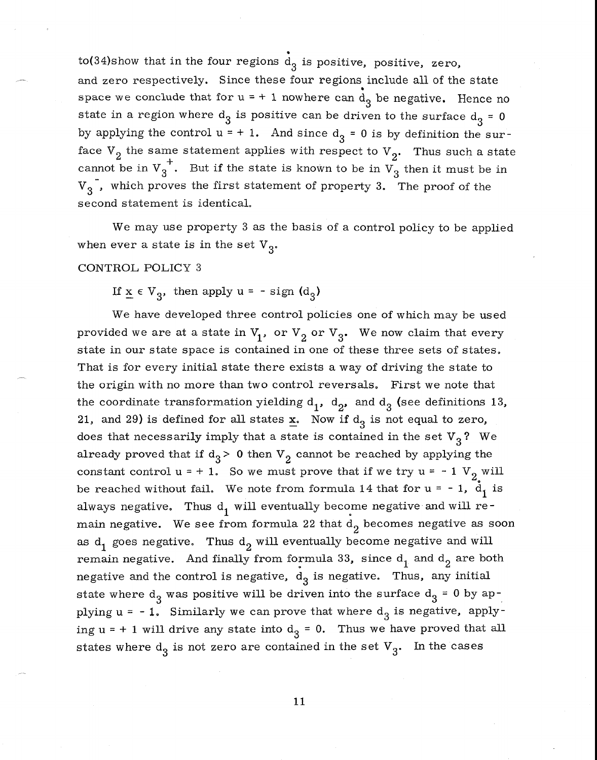to(34)show that in the four regions $\dot{d}_3$ is positive, positive, zero, and zero respectively. Since these four regions include all of the state space we conclude that for u = + 1 nowhere can $\dot{d}_3$ be negative. Hence no state in a region where $d_3$ is positive can be driven to the surface $d_3 = 0$ by applying the control u = + 1. And since $d_3 = 0$ is by definition the surface $V_2$ the same statement applies with respect to $V_2$. Thus such a state cannot be in $V_3^+$. But if the state is known to be in $V_3$ then it must be in $V_3^-$, which proves the first statement of property 3. The proof of the second statement is identical.

We may use property 3 as the basis of a control policy to be applied when ever a state is in the set $V_3$.

CONTROL POLICY 3

If $\underline{x} \in V_3$, then apply $u = - \text{sign}(d_3)$

We have developed three control policies one of which may be used provided we are at a state in $V_1$, or $V_2$ or $V_3$. We now claim that every state in our state space is contained in one of these three sets of states. That is for every initial state there exists a way of driving the state to the origin with no more than two control reversals. First we note that the coordinate transformation yielding $d_1$, $d_2$, and $d_3$ (see definitions 13, 21, and 29) is defined for all states $\underline{x}$. Now if $d_3$ is not equal to zero, does that necessarily imply that a state is contained in the set $V_3$? We already proved that if $d_3 > 0$ then $V_2$ cannot be reached by applying the constant control u = + 1. So we must prove that if we try u = - 1 $V_2$ will be reached without fail. We note from formula 14 that for u = - 1, $\dot{d}_1$ is always negative. Thus $d_1$ will eventually become negative and will remain negative. We see from formula 22 that $\dot{d}_2$ becomes negative as soon as $d_1$ goes negative. Thus $d_2$ will eventually become negative and will remain negative. And finally from formula 33, since $d_1$ and $d_2$ are both negative and the control is negative, $\dot{d}_3$ is negative. Thus, any initial state where $d_3$ was positive will be driven into the surface $d_3 = 0$ by applying u = - 1. Similarly we can prove that where $d_3$ is negative, applying u = + 1 will drive any state into $d_3 = 0$. Thus we have proved that all states where $d_3$ is not zero are contained in the set $V_3$. In the cases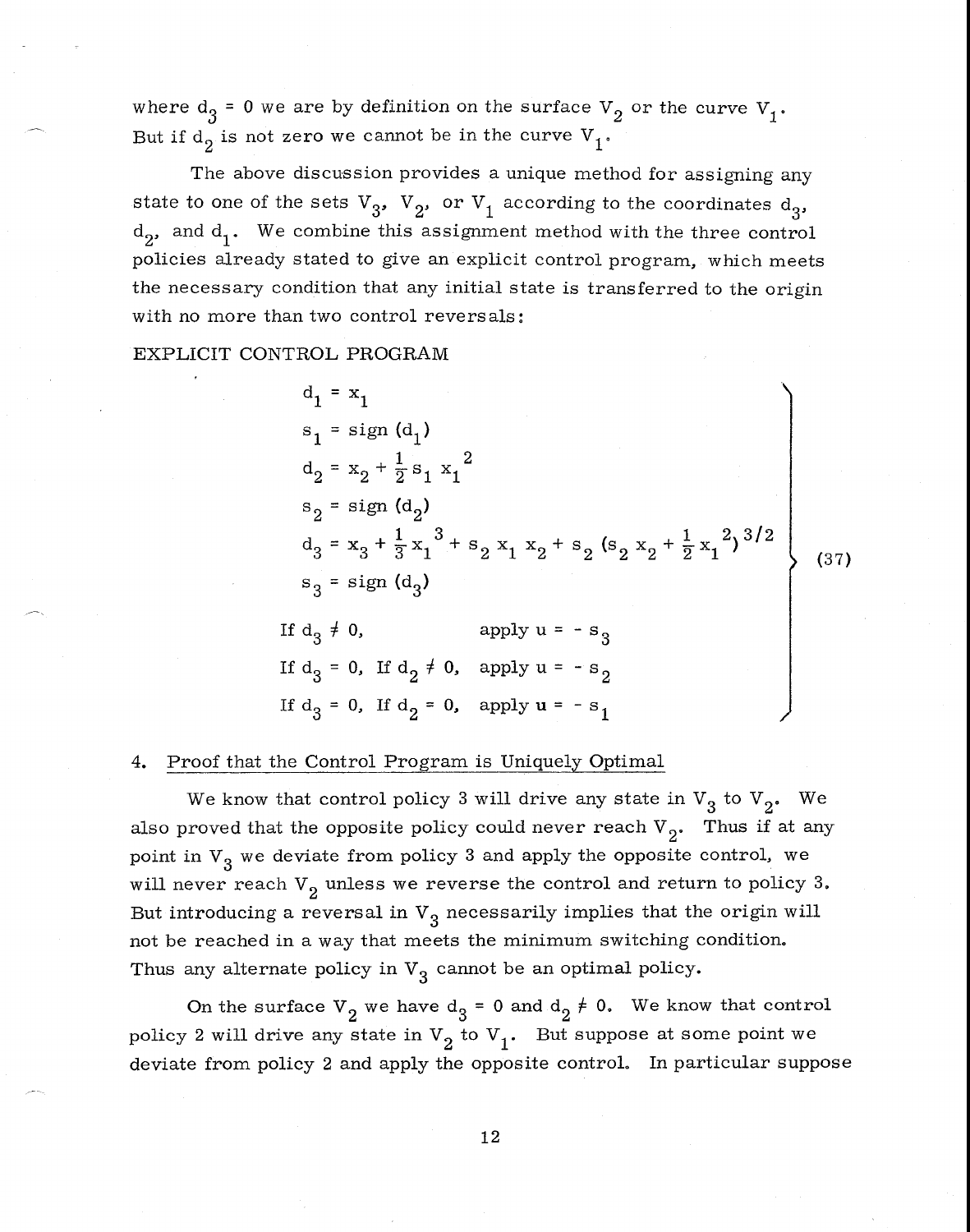where $d_3 = 0$ we are by definition on the surface $V_2$ or the curve $V_1$. But if $d_2$ is not zero we cannot be in the curve $V_1$.

The above discussion provides a unique method for assigning any state to one of the sets $V_3$, $V_2$, or $V_1$ according to the coordinates $d_3$, $d_2$, and $d_1$. We combine this assignment method with the three control policies already stated to give an explicit control program, which meets the necessary condition that any initial state is transferred to the origin with no more than two control reversals:

EXPLICIT CONTROL PROGRAM

$$
\left.
\begin{array}{l}
d_1 = x_1 \\
s_1 = \text{sign}(d_1) \\
d_2 = x_2 + \frac{1}{2} s_1 x_1^2 \\
s_2 = \text{sign}(d_2) \\
d_3 = x_3 + \frac{1}{3} x_1^3 + s_2 x_1 x_2 + s_2 (s_2 x_2 + \frac{1}{2} x_1^2)^{3/2} \\
s_3 = \text{sign}(d_3) \\
\text{If } d_3 \neq 0, \qquad\qquad\quad \text{apply } u = -s_3 \\
\text{If } d_3 = 0, \text{ If } d_2 \neq 0, \quad \text{apply } u = -s_2 \\
\text{If } d_3 = 0, \text{ If } d_2 = 0, \quad \text{apply } u = -s_1
\end{array}
\right\} \tag{37}
$$

## 4. Proof that the Control Program is Uniquely Optimal

We know that control policy 3 will drive any state in $V_3$ to $V_2$. We also proved that the opposite policy could never reach $V_2$. Thus if at any point in $V_3$ we deviate from policy 3 and apply the opposite control, we will never reach $V_2$ unless we reverse the control and return to policy 3. But introducing a reversal in $V_3$ necessarily implies that the origin will not be reached in a way that meets the minimum switching condition. Thus any alternate policy in $V_3$ cannot be an optimal policy.

On the surface $V_2$ we have $d_3 = 0$ and $d_2 \neq 0$. We know that control policy 2 will drive any state in $V_2$ to $V_1$. But suppose at some point we deviate from policy 2 and apply the opposite control. In particular suppose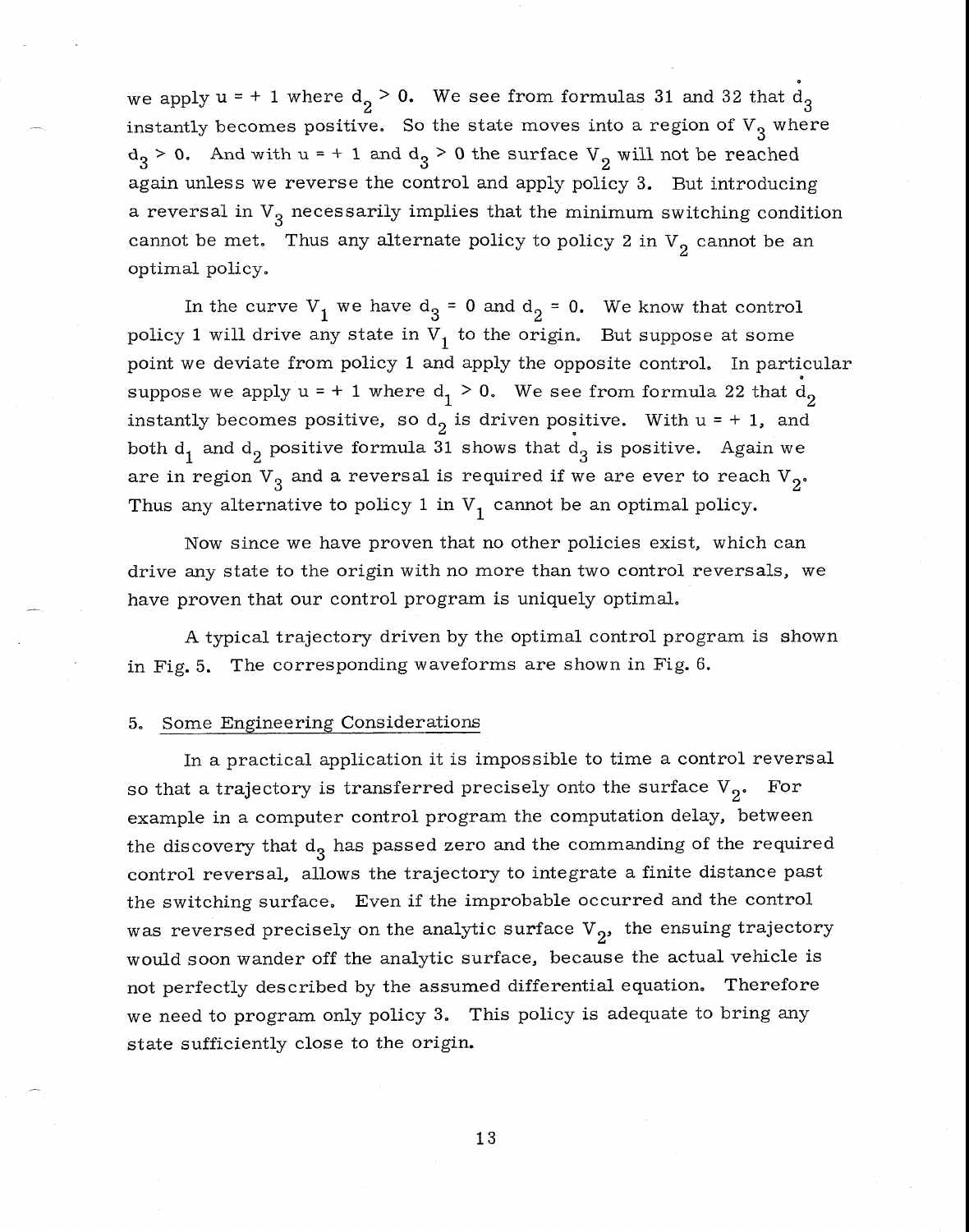we apply $u = +1$ where $d_2 > 0$. We see from formulas 31 and 32 that $\dot{d}_3$ instantly becomes positive. So the state moves into a region of $V_3$ where $d_3 > 0$. And with $u = +1$ and $d_3 > 0$ the surface $V_2$ will not be reached again unless we reverse the control and apply policy 3. But introducing a reversal in $V_3$ necessarily implies that the minimum switching condition cannot be met. Thus any alternate policy to policy 2 in $V_2$ cannot be an optimal policy.

In the curve $V_1$ we have $d_3 = 0$ and $d_2 = 0$. We know that control policy 1 will drive any state in $V_1$ to the origin. But suppose at some point we deviate from policy 1 and apply the opposite control. In particular suppose we apply $u = +1$ where $d_1 > 0$. We see from formula 22 that $\dot{d}_2$ instantly becomes positive, so $d_2$ is driven positive. With $u = +1$, and both $d_1$ and $d_2$ positive formula 31 shows that $\dot{d}_3$ is positive. Again we are in region $V_3$ and a reversal is required if we are ever to reach $V_2$. Thus any alternative to policy 1 in $V_1$ cannot be an optimal policy.

Now since we have proven that no other policies exist, which can drive any state to the origin with no more than two control reversals, we have proven that our control program is uniquely optimal.

A typical trajectory driven by the optimal control program is shown in Fig. 5. The corresponding waveforms are shown in Fig. 6.

## 5. Some Engineering Considerations

In a practical application it is impossible to time a control reversal so that a trajectory is transferred precisely onto the surface $V_2$. For example in a computer control program the computation delay, between the discovery that $d_3$ has passed zero and the commanding of the required control reversal, allows the trajectory to integrate a finite distance past the switching surface. Even if the improbable occurred and the control was reversed precisely on the analytic surface $V_2$, the ensuing trajectory would soon wander off the analytic surface, because the actual vehicle is not perfectly described by the assumed differential equation. Therefore we need to program only policy 3. This policy is adequate to bring any state sufficiently close to the origin.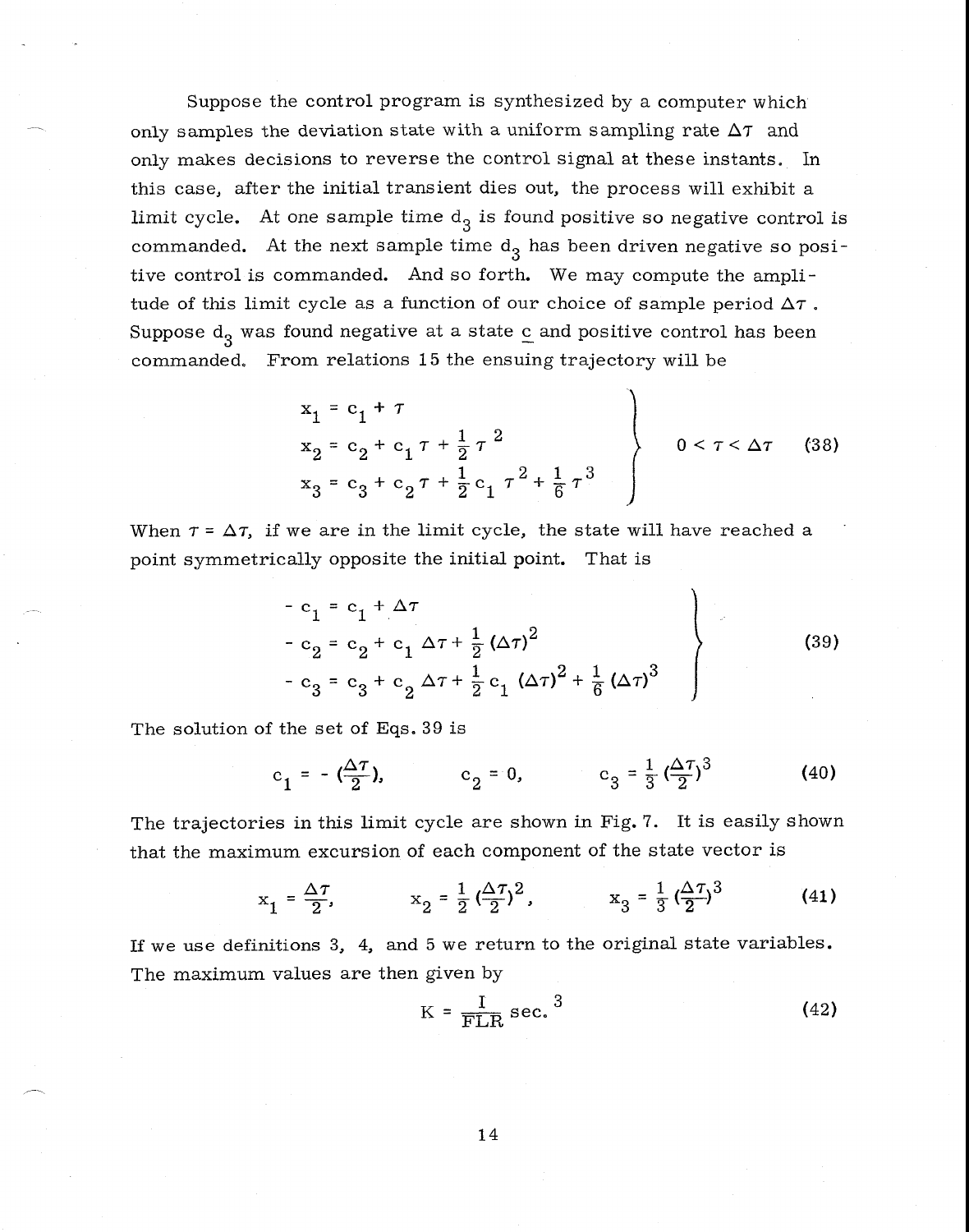Suppose the control program is synthesized by a computer which only samples the deviation state with a uniform sampling rate $\Delta\tau$ and only makes decisions to reverse the control signal at these instants. In this case, after the initial transient dies out, the process will exhibit a limit cycle. At one sample time $d_3$ is found positive so negative control is commanded. At the next sample time $d_3$ has been driven negative so positive control is commanded. And so forth. We may compute the amplitude of this limit cycle as a function of our choice of sample period $\Delta\tau$. Suppose $d_3$ was found negative at a state $\underline{c}$ and positive control has been commanded. From relations 15 the ensuing trajectory will be

$$\left.\begin{aligned} x_1 &= c_1 + \tau \\ x_2 &= c_2 + c_1\tau + \frac{1}{2}\tau^2 \\ x_3 &= c_3 + c_2\tau + \frac{1}{2}c_1\tau^2 + \frac{1}{6}\tau^3 \end{aligned}\right\} \quad 0 < \tau < \Delta\tau \tag{38}$$

When $\tau = \Delta\tau$, if we are in the limit cycle, the state will have reached a point symmetrically opposite the initial point. That is

$$\left.\begin{aligned} -c_1 &= c_1 + \Delta\tau \\ -c_2 &= c_2 + c_1\Delta\tau + \frac{1}{2}(\Delta\tau)^2 \\ -c_3 &= c_3 + c_2\Delta\tau + \frac{1}{2}c_1(\Delta\tau)^2 + \frac{1}{6}(\Delta\tau)^3 \end{aligned}\right\} \tag{39}$$

The solution of the set of Eqs. 39 is

$$c_1 = -\left(\frac{\Delta\tau}{2}\right), \qquad c_2 = 0, \qquad c_3 = \frac{1}{3}\left(\frac{\Delta\tau}{2}\right)^3 \tag{40}$$

The trajectories in this limit cycle are shown in Fig. 7. It is easily shown that the maximum excursion of each component of the state vector is

$$x_1 = \frac{\Delta\tau}{2}, \qquad x_2 = \frac{1}{2}\left(\frac{\Delta\tau}{2}\right)^2, \qquad x_3 = \frac{1}{3}\left(\frac{\Delta\tau}{2}\right)^3 \tag{41}$$

If we use definitions 3, 4, and 5 we return to the original state variables. The maximum values are then given by

$$K = \frac{I}{FLR}\ \text{sec.}^3 \tag{42}$$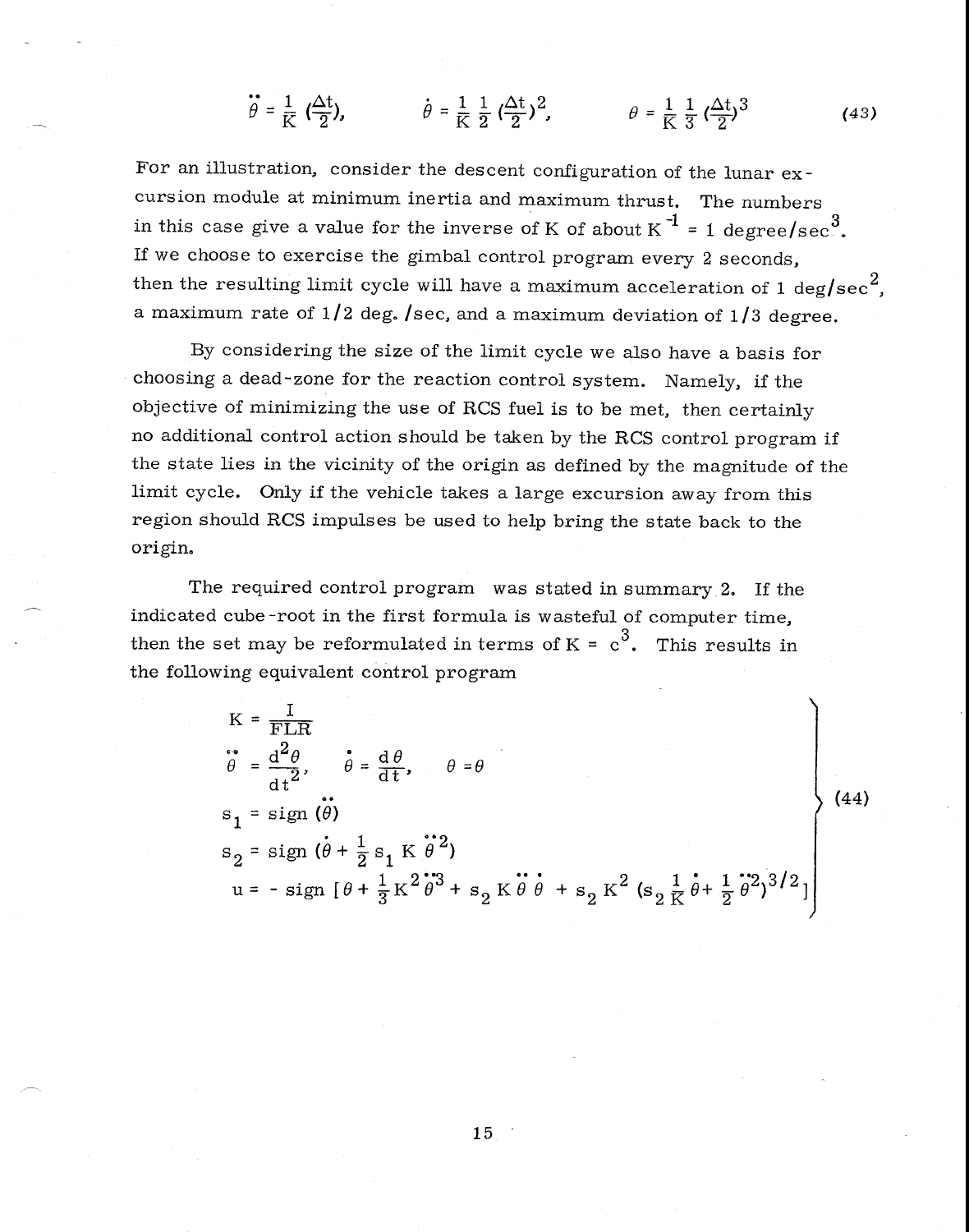$$\ddot{\theta} = \frac{1}{K} \left(\frac{\Delta t}{2}\right), \qquad \dot{\theta} = \frac{1}{K} \frac{1}{2} \left(\frac{\Delta t}{2}\right)^2, \qquad \theta = \frac{1}{K} \frac{1}{3} \left(\frac{\Delta t}{2}\right)^3 \tag{43}$$

For an illustration, consider the descent configuration of the lunar excursion module at minimum inertia and maximum thrust. The numbers in this case give a value for the inverse of K of about $K^{-1} = 1$ degree/sec$^3$. If we choose to exercise the gimbal control program every 2 seconds, then the resulting limit cycle will have a maximum acceleration of 1 deg/sec$^2$, a maximum rate of 1/2 deg. /sec, and a maximum deviation of 1/3 degree.

By considering the size of the limit cycle we also have a basis for choosing a dead-zone for the reaction control system. Namely, if the objective of minimizing the use of RCS fuel is to be met, then certainly no additional control action should be taken by the RCS control program if the state lies in the vicinity of the origin as defined by the magnitude of the limit cycle. Only if the vehicle takes a large excursion away from this region should RCS impulses be used to help bring the state back to the origin.

The required control program was stated in summary 2. If the indicated cube-root in the first formula is wasteful of computer time, then the set may be reformulated in terms of $K = c^3$. This results in the following equivalent control program

$$\left.\begin{aligned}
K &= \frac{I}{FLR} \\
\ddot{\theta} &= \frac{d^2\theta}{dt^2}, \qquad \dot{\theta} = \frac{d\theta}{dt}, \qquad \theta = \theta \\
s_1 &= \text{sign}\ (\ddot{\theta}) \\
s_2 &= \text{sign}\ (\dot{\theta} + \tfrac{1}{2} s_1 K \ddot{\theta}^2) \\
u &= -\ \text{sign}\ [\theta + \tfrac{1}{3} K^2 \ddot{\theta}^3 + s_2 K \ddot{\theta} \dot{\theta} + s_2 K^2 (s_2 \tfrac{1}{K} \dot{\theta} + \tfrac{1}{2} \ddot{\theta}^2)^{3/2}]
\end{aligned}\right\} \tag{44}$$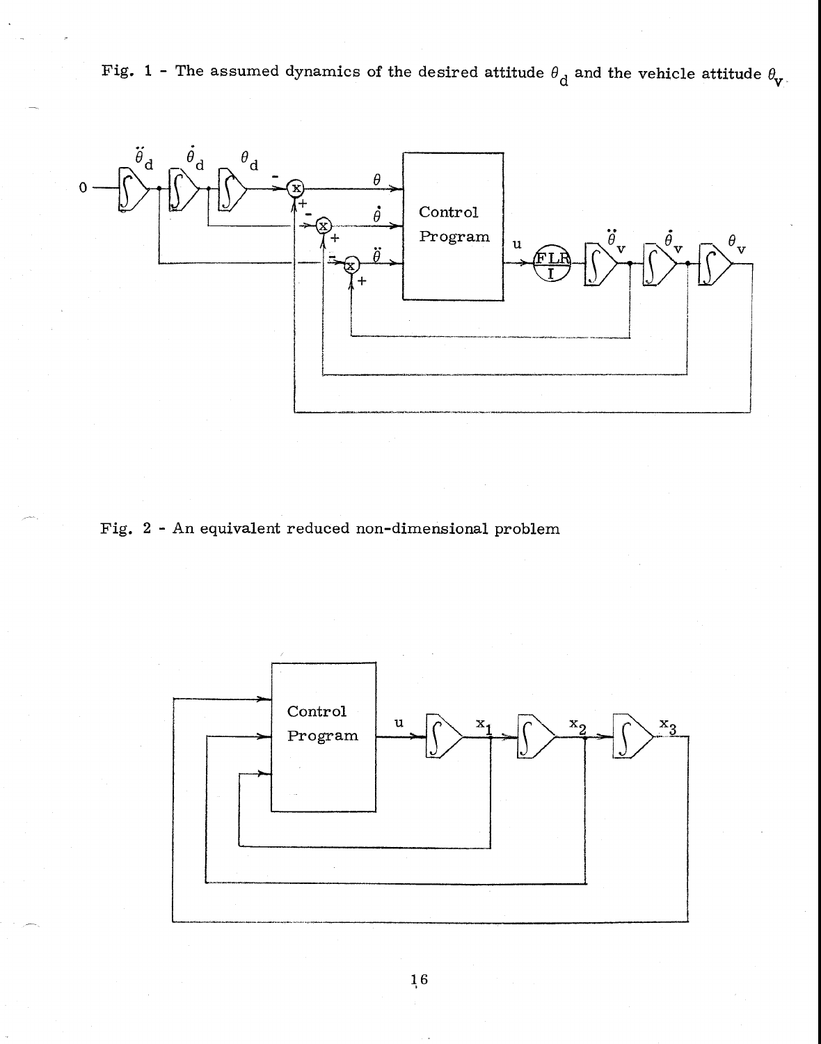Fig. 1 - The assumed dynamics of the desired attitude $\theta_d$ and the vehicle attitude $\theta_v$.

Fig. 2 - An equivalent reduced non-dimensional problem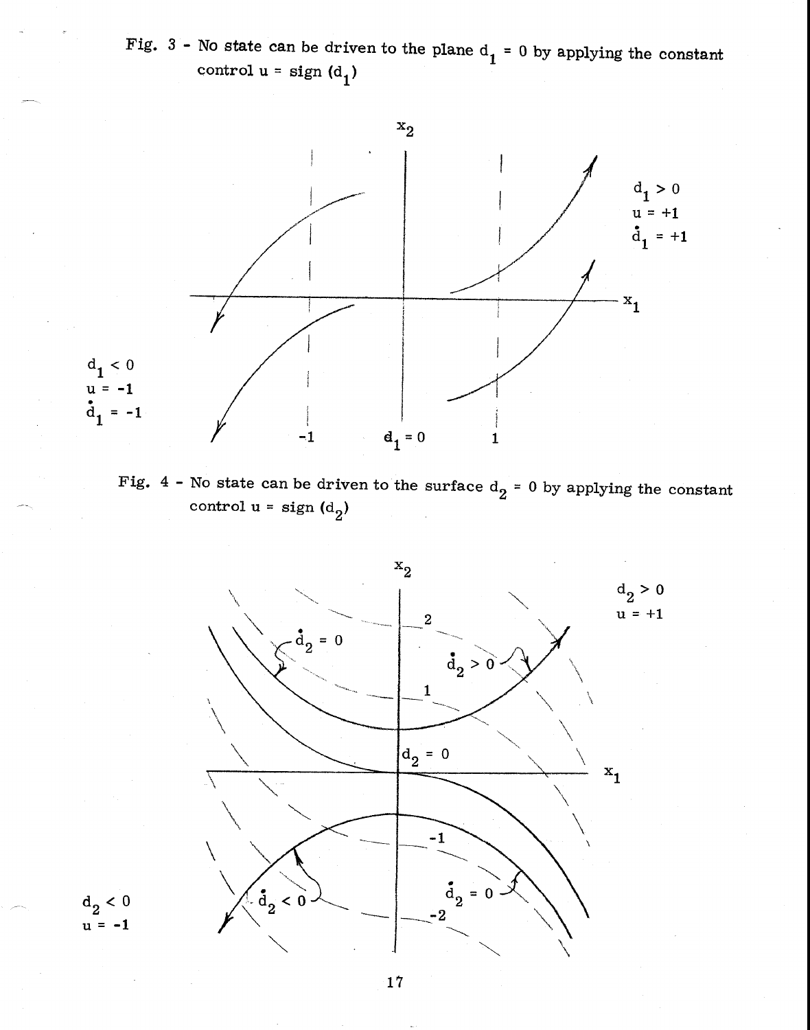Fig. 3 - No state can be driven to the plane $d_1 = 0$ by applying the constant control $u = \text{sign}(d_1)$

Fig. 4 - No state can be driven to the surface $d_2 = 0$ by applying the constant control $u = \text{sign}(d_2)$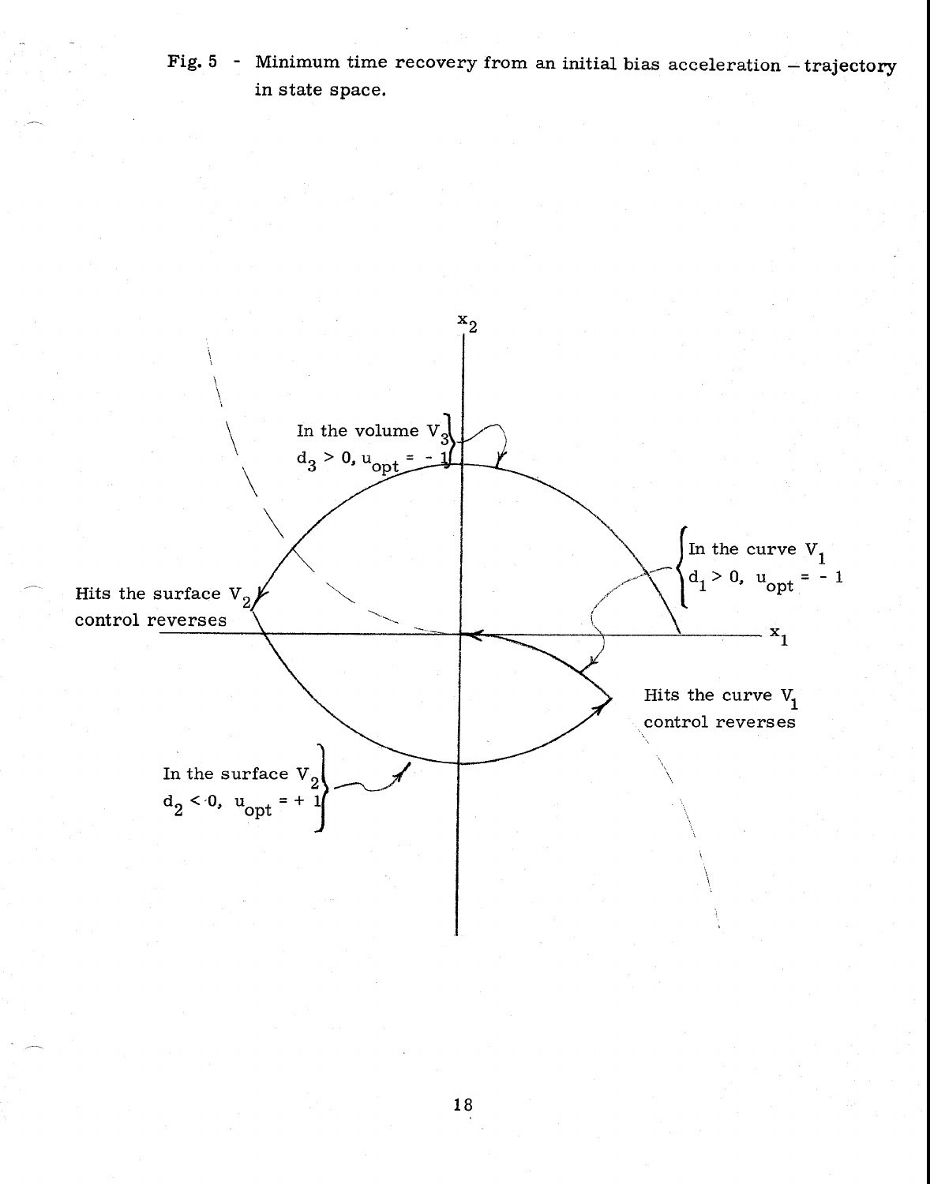Fig. 5 - Minimum time recovery from an initial bias acceleration – trajectory in state space.

$x_2$

In the volume $V_3$
$d_3 > 0$, $u_{opt} = -1$

In the curve $V_1$
$d_1 > 0$, $u_{opt} = -1$

Hits the surface $V_2$
control reverses

$x_1$

Hits the curve $V_1$
control reverses

In the surface $V_2$
$d_2 < 0$, $u_{opt} = +1$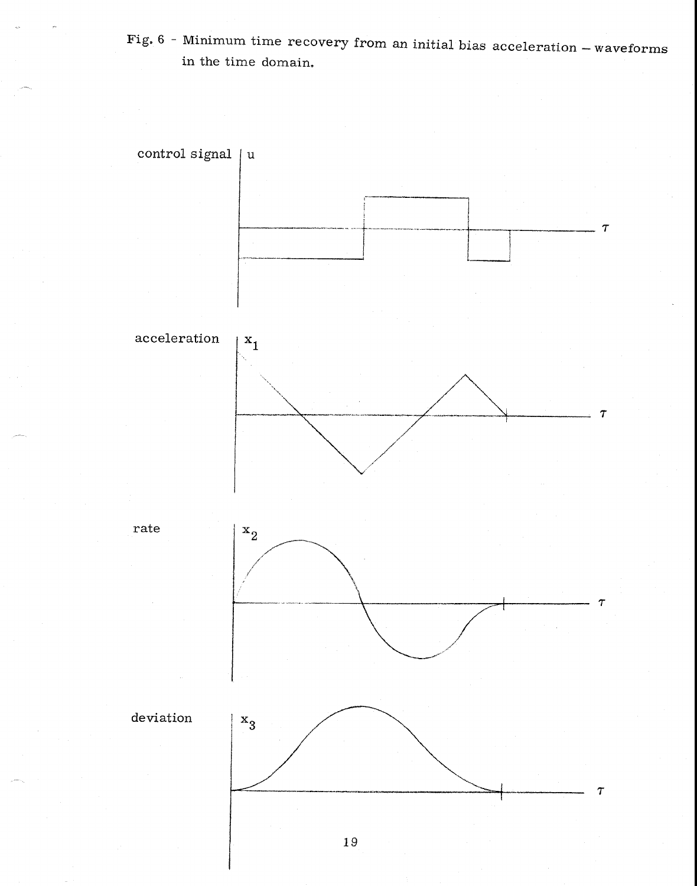Fig. 6 - Minimum time recovery from an initial bias acceleration – waveforms in the time domain.

control signal $u$

acceleration $x_1$

rate $x_2$

deviation $x_3$

$\tau$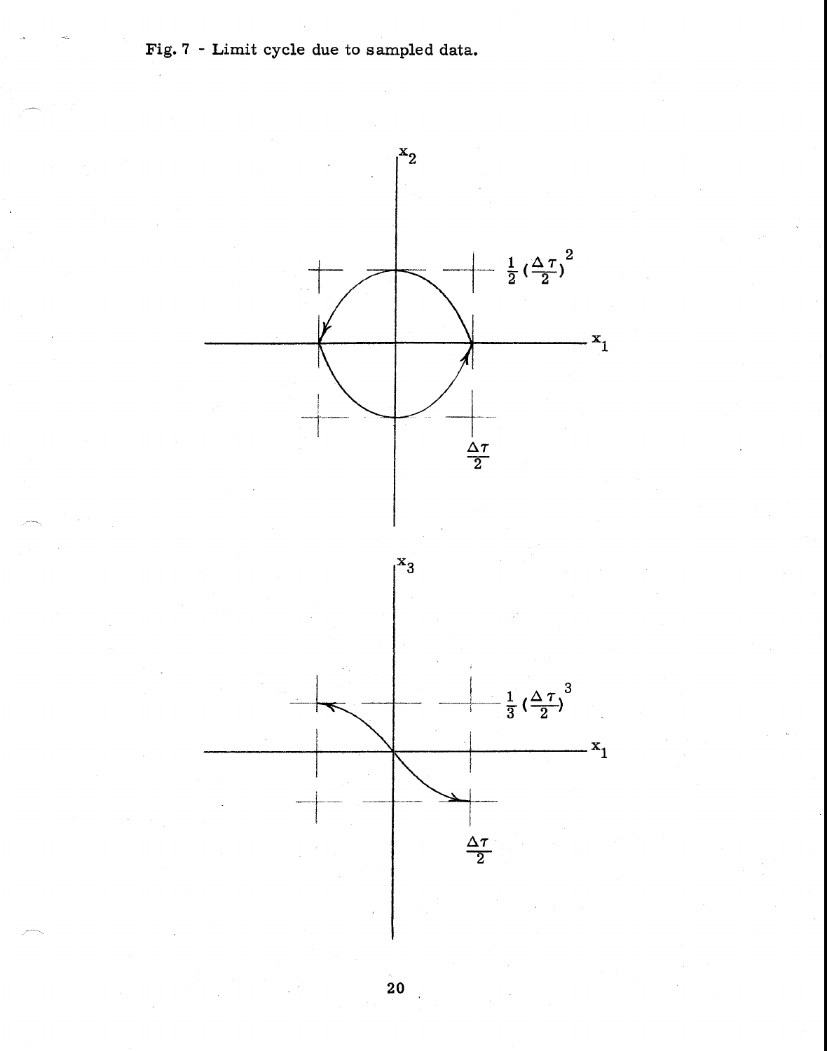Fig. 7 - Limit cycle due to sampled data.

$x_2$

$\frac{1}{2}\left(\frac{\Delta\tau}{2}\right)^2$

$x_1$

$\frac{\Delta\tau}{2}$

$x_3$

$\frac{1}{3}\left(\frac{\Delta\tau}{2}\right)^3$

$x_1$

$\frac{\Delta\tau}{2}$